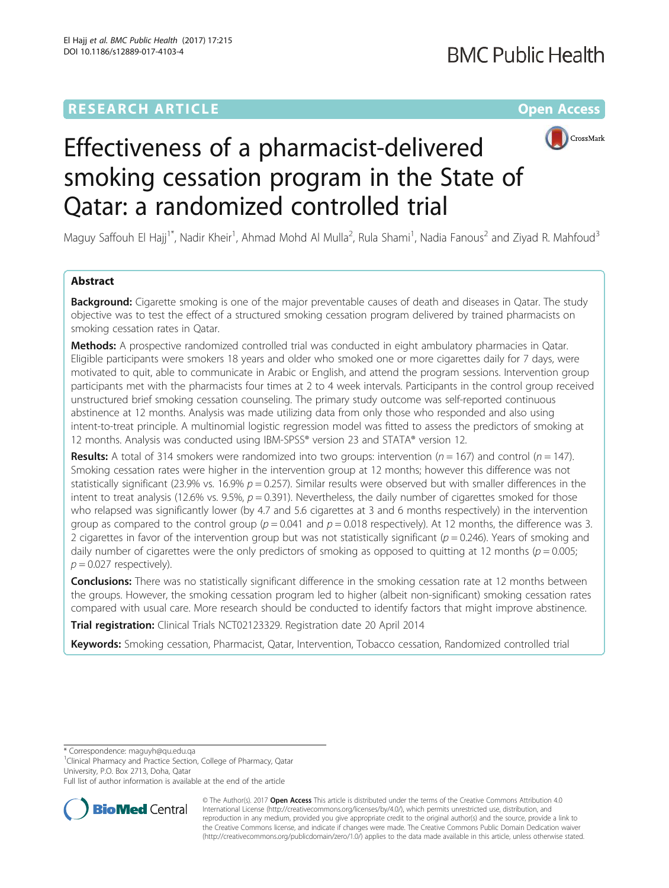RESEARCH ARTICLE

Open Access

# Effectiveness of a pharmacist-delivered smoking cessation program in the State of Qatar: a randomized controlled trial

Maguy Saffouh El Hajj[1*], Nadir Kheir[1], Ahmad Mohd Al Mulla[2], Rula Shami[1], Nadia Fanous[2] and Ziyad R. Mahfoud[3]

## Abstract

**Background:** Cigarette smoking is one of the major preventable causes of death and diseases in Qatar. The study objective was to test the effect of a structured smoking cessation program delivered by trained pharmacists on smoking cessation rates in Qatar.

**Methods:** A prospective randomized controlled trial was conducted in eight ambulatory pharmacies in Qatar. Eligible participants were smokers 18 years and older who smoked one or more cigarettes daily for 7 days, were motivated to quit, able to communicate in Arabic or English, and attend the program sessions. Intervention group participants met with the pharmacists four times at 2 to 4 week intervals. Participants in the control group received unstructured brief smoking cessation counseling. The primary study outcome was self-reported continuous abstinence at 12 months. Analysis was made utilizing data from only those who responded and also using intent-to-treat principle. A multinomial logistic regression model was fitted to assess the predictors of smoking at 12 months. Analysis was conducted using IBM-SPSS® version 23 and STATA® version 12.

**Results:** A total of 314 smokers were randomized into two groups: intervention ($n = 167$) and control ($n = 147$). Smoking cessation rates were higher in the intervention group at 12 months; however this difference was not statistically significant (23.9% vs. 16.9% $p = 0.257$). Similar results were observed but with smaller differences in the intent to treat analysis (12.6% vs. 9.5%, $p = 0.391$). Nevertheless, the daily number of cigarettes smoked for those who relapsed was significantly lower (by 4.7 and 5.6 cigarettes at 3 and 6 months respectively) in the intervention group as compared to the control group ($p = 0.041$ and $p = 0.018$ respectively). At 12 months, the difference was 3.2 cigarettes in favor of the intervention group but was not statistically significant ($p = 0.246$). Years of smoking and daily number of cigarettes were the only predictors of smoking as opposed to quitting at 12 months ($p = 0.005$; $p = 0.027$ respectively).

**Conclusions:** There was no statistically significant difference in the smoking cessation rate at 12 months between the groups. However, the smoking cessation program led to higher (albeit non-significant) smoking cessation rates compared with usual care. More research should be conducted to identify factors that might improve abstinence.

**Trial registration:** Clinical Trials NCT02123329. Registration date 20 April 2014

**Keywords:** Smoking cessation, Pharmacist, Qatar, Intervention, Tobacco cessation, Randomized controlled trial

\* Correspondence: maguyh@qu.edu.qa

[1]Clinical Pharmacy and Practice Section, College of Pharmacy, Qatar University, P.O. Box 2713, Doha, Qatar

Full list of author information is available at the end of the article

© The Author(s). 2017 **Open Access** This article is distributed under the terms of the Creative Commons Attribution 4.0 International License (http://creativecommons.org/licenses/by/4.0/), which permits unrestricted use, distribution, and reproduction in any medium, provided you give appropriate credit to the original author(s) and the source, provide a link to the Creative Commons license, and indicate if changes were made. The Creative Commons Public Domain Dedication waiver (http://creativecommons.org/publicdomain/zero/1.0/) applies to the data made available in this article, unless otherwise stated.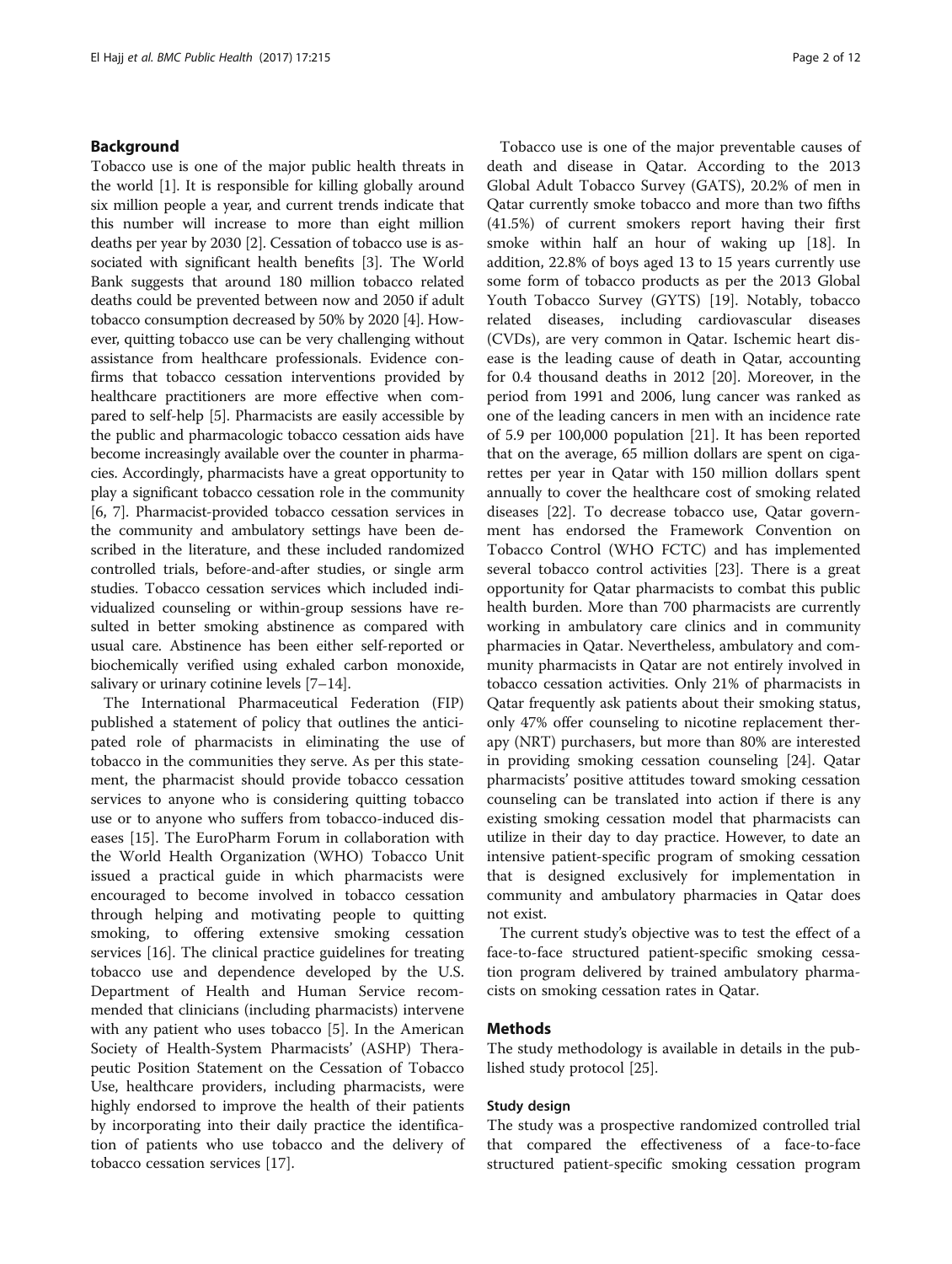## Background

Tobacco use is one of the major public health threats in the world [1]. It is responsible for killing globally around six million people a year, and current trends indicate that this number will increase to more than eight million deaths per year by 2030 [2]. Cessation of tobacco use is associated with significant health benefits [3]. The World Bank suggests that around 180 million tobacco related deaths could be prevented between now and 2050 if adult tobacco consumption decreased by 50% by 2020 [4]. However, quitting tobacco use can be very challenging without assistance from healthcare professionals. Evidence confirms that tobacco cessation interventions provided by healthcare practitioners are more effective when compared to self-help [5]. Pharmacists are easily accessible by the public and pharmacologic tobacco cessation aids have become increasingly available over the counter in pharmacies. Accordingly, pharmacists have a great opportunity to play a significant tobacco cessation role in the community [6, 7]. Pharmacist-provided tobacco cessation services in the community and ambulatory settings have been described in the literature, and these included randomized controlled trials, before-and-after studies, or single arm studies. Tobacco cessation services which included individualized counseling or within-group sessions have resulted in better smoking abstinence as compared with usual care. Abstinence has been either self-reported or biochemically verified using exhaled carbon monoxide, salivary or urinary cotinine levels [7–14].

The International Pharmaceutical Federation (FIP) published a statement of policy that outlines the anticipated role of pharmacists in eliminating the use of tobacco in the communities they serve. As per this statement, the pharmacist should provide tobacco cessation services to anyone who is considering quitting tobacco use or to anyone who suffers from tobacco-induced diseases [15]. The EuroPharm Forum in collaboration with the World Health Organization (WHO) Tobacco Unit issued a practical guide in which pharmacists were encouraged to become involved in tobacco cessation through helping and motivating people to quitting smoking, to offering extensive smoking cessation services [16]. The clinical practice guidelines for treating tobacco use and dependence developed by the U.S. Department of Health and Human Service recommended that clinicians (including pharmacists) intervene with any patient who uses tobacco [5]. In the American Society of Health-System Pharmacists' (ASHP) Therapeutic Position Statement on the Cessation of Tobacco Use, healthcare providers, including pharmacists, were highly endorsed to improve the health of their patients by incorporating into their daily practice the identification of patients who use tobacco and the delivery of tobacco cessation services [17].

Tobacco use is one of the major preventable causes of death and disease in Qatar. According to the 2013 Global Adult Tobacco Survey (GATS), 20.2% of men in Qatar currently smoke tobacco and more than two fifths (41.5%) of current smokers report having their first smoke within half an hour of waking up [18]. In addition, 22.8% of boys aged 13 to 15 years currently use some form of tobacco products as per the 2013 Global Youth Tobacco Survey (GYTS) [19]. Notably, tobacco related diseases, including cardiovascular diseases (CVDs), are very common in Qatar. Ischemic heart disease is the leading cause of death in Qatar, accounting for 0.4 thousand deaths in 2012 [20]. Moreover, in the period from 1991 and 2006, lung cancer was ranked as one of the leading cancers in men with an incidence rate of 5.9 per 100,000 population [21]. It has been reported that on the average, 65 million dollars are spent on cigarettes per year in Qatar with 150 million dollars spent annually to cover the healthcare cost of smoking related diseases [22]. To decrease tobacco use, Qatar government has endorsed the Framework Convention on Tobacco Control (WHO FCTC) and has implemented several tobacco control activities [23]. There is a great opportunity for Qatar pharmacists to combat this public health burden. More than 700 pharmacists are currently working in ambulatory care clinics and in community pharmacies in Qatar. Nevertheless, ambulatory and community pharmacists in Qatar are not entirely involved in tobacco cessation activities. Only 21% of pharmacists in Qatar frequently ask patients about their smoking status, only 47% offer counseling to nicotine replacement therapy (NRT) purchasers, but more than 80% are interested in providing smoking cessation counseling [24]. Qatar pharmacists' positive attitudes toward smoking cessation counseling can be translated into action if there is any existing smoking cessation model that pharmacists can utilize in their day to day practice. However, to date an intensive patient-specific program of smoking cessation that is designed exclusively for implementation in community and ambulatory pharmacies in Qatar does not exist.

The current study's objective was to test the effect of a face-to-face structured patient-specific smoking cessation program delivered by trained ambulatory pharmacists on smoking cessation rates in Qatar.

## Methods

The study methodology is available in details in the published study protocol [25].

### Study design

The study was a prospective randomized controlled trial that compared the effectiveness of a face-to-face structured patient-specific smoking cessation program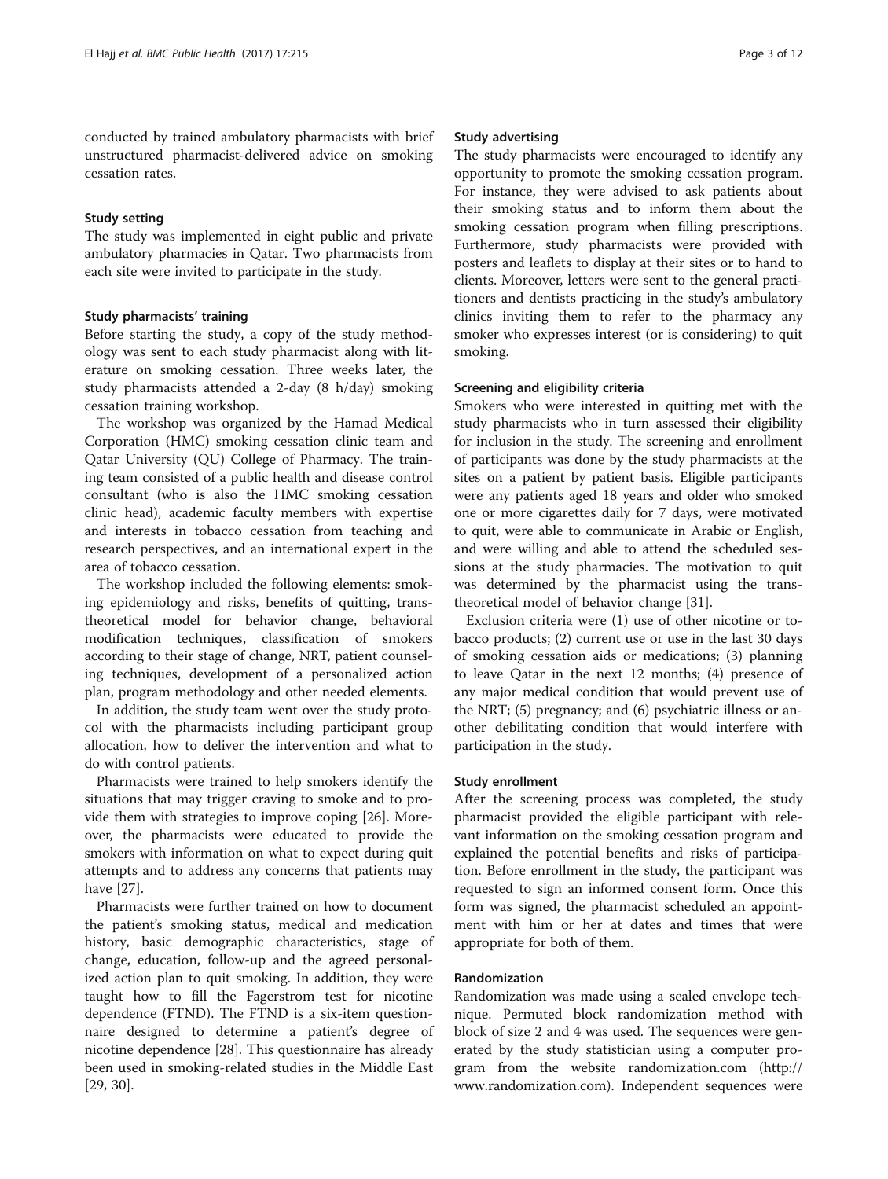conducted by trained ambulatory pharmacists with brief unstructured pharmacist-delivered advice on smoking cessation rates.

### Study setting

The study was implemented in eight public and private ambulatory pharmacies in Qatar. Two pharmacists from each site were invited to participate in the study.

### Study pharmacists' training

Before starting the study, a copy of the study methodology was sent to each study pharmacist along with literature on smoking cessation. Three weeks later, the study pharmacists attended a 2-day (8 h/day) smoking cessation training workshop.

The workshop was organized by the Hamad Medical Corporation (HMC) smoking cessation clinic team and Qatar University (QU) College of Pharmacy. The training team consisted of a public health and disease control consultant (who is also the HMC smoking cessation clinic head), academic faculty members with expertise and interests in tobacco cessation from teaching and research perspectives, and an international expert in the area of tobacco cessation.

The workshop included the following elements: smoking epidemiology and risks, benefits of quitting, transtheoretical model for behavior change, behavioral modification techniques, classification of smokers according to their stage of change, NRT, patient counseling techniques, development of a personalized action plan, program methodology and other needed elements.

In addition, the study team went over the study protocol with the pharmacists including participant group allocation, how to deliver the intervention and what to do with control patients.

Pharmacists were trained to help smokers identify the situations that may trigger craving to smoke and to provide them with strategies to improve coping [26]. Moreover, the pharmacists were educated to provide the smokers with information on what to expect during quit attempts and to address any concerns that patients may have [27].

Pharmacists were further trained on how to document the patient's smoking status, medical and medication history, basic demographic characteristics, stage of change, education, follow-up and the agreed personalized action plan to quit smoking. In addition, they were taught how to fill the Fagerstrom test for nicotine dependence (FTND). The FTND is a six-item questionnaire designed to determine a patient's degree of nicotine dependence [28]. This questionnaire has already been used in smoking-related studies in the Middle East [29, 30].

### Study advertising

The study pharmacists were encouraged to identify any opportunity to promote the smoking cessation program. For instance, they were advised to ask patients about their smoking status and to inform them about the smoking cessation program when filling prescriptions. Furthermore, study pharmacists were provided with posters and leaflets to display at their sites or to hand to clients. Moreover, letters were sent to the general practitioners and dentists practicing in the study's ambulatory clinics inviting them to refer to the pharmacy any smoker who expresses interest (or is considering) to quit smoking.

### Screening and eligibility criteria

Smokers who were interested in quitting met with the study pharmacists who in turn assessed their eligibility for inclusion in the study. The screening and enrollment of participants was done by the study pharmacists at the sites on a patient by patient basis. Eligible participants were any patients aged 18 years and older who smoked one or more cigarettes daily for 7 days, were motivated to quit, were able to communicate in Arabic or English, and were willing and able to attend the scheduled sessions at the study pharmacies. The motivation to quit was determined by the pharmacist using the transtheoretical model of behavior change [31].

Exclusion criteria were (1) use of other nicotine or tobacco products; (2) current use or use in the last 30 days of smoking cessation aids or medications; (3) planning to leave Qatar in the next 12 months; (4) presence of any major medical condition that would prevent use of the NRT; (5) pregnancy; and (6) psychiatric illness or another debilitating condition that would interfere with participation in the study.

### Study enrollment

After the screening process was completed, the study pharmacist provided the eligible participant with relevant information on the smoking cessation program and explained the potential benefits and risks of participation. Before enrollment in the study, the participant was requested to sign an informed consent form. Once this form was signed, the pharmacist scheduled an appointment with him or her at dates and times that were appropriate for both of them.

### Randomization

Randomization was made using a sealed envelope technique. Permuted block randomization method with block of size 2 and 4 was used. The sequences were generated by the study statistician using a computer program from the website randomization.com (http://www.randomization.com). Independent sequences were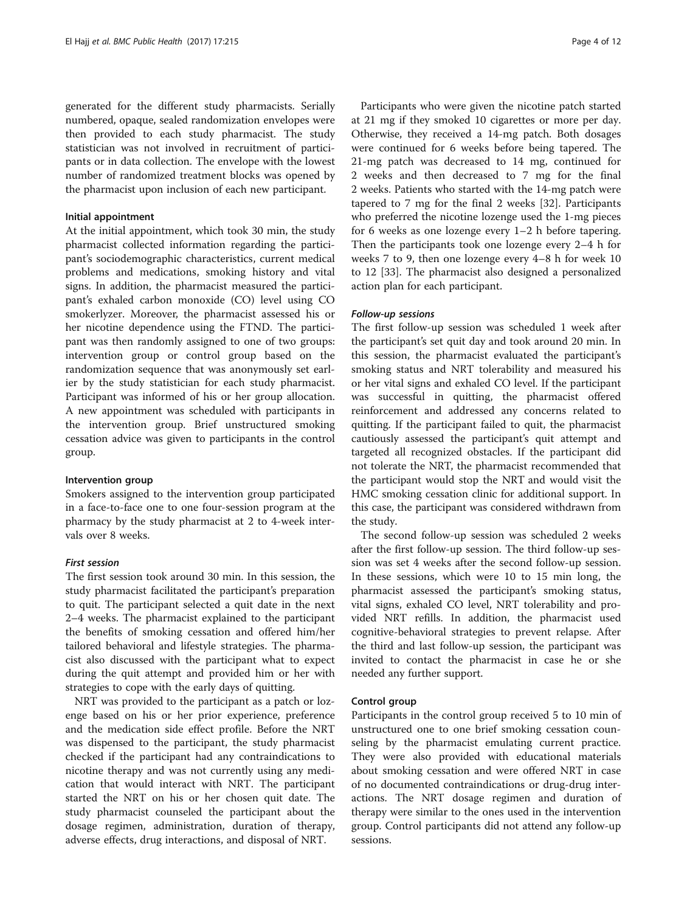generated for the different study pharmacists. Serially numbered, opaque, sealed randomization envelopes were then provided to each study pharmacist. The study statistician was not involved in recruitment of participants or in data collection. The envelope with the lowest number of randomized treatment blocks was opened by the pharmacist upon inclusion of each new participant.

#### Initial appointment

At the initial appointment, which took 30 min, the study pharmacist collected information regarding the participant's sociodemographic characteristics, current medical problems and medications, smoking history and vital signs. In addition, the pharmacist measured the participant's exhaled carbon monoxide (CO) level using CO smokerlyzer. Moreover, the pharmacist assessed his or her nicotine dependence using the FTND. The participant was then randomly assigned to one of two groups: intervention group or control group based on the randomization sequence that was anonymously set earlier by the study statistician for each study pharmacist. Participant was informed of his or her group allocation. A new appointment was scheduled with participants in the intervention group. Brief unstructured smoking cessation advice was given to participants in the control group.

#### Intervention group

Smokers assigned to the intervention group participated in a face-to-face one to one four-session program at the pharmacy by the study pharmacist at 2 to 4-week intervals over 8 weeks.

##### *First session*

The first session took around 30 min. In this session, the study pharmacist facilitated the participant's preparation to quit. The participant selected a quit date in the next 2–4 weeks. The pharmacist explained to the participant the benefits of smoking cessation and offered him/her tailored behavioral and lifestyle strategies. The pharmacist also discussed with the participant what to expect during the quit attempt and provided him or her with strategies to cope with the early days of quitting.

NRT was provided to the participant as a patch or lozenge based on his or her prior experience, preference and the medication side effect profile. Before the NRT was dispensed to the participant, the study pharmacist checked if the participant had any contraindications to nicotine therapy and was not currently using any medication that would interact with NRT. The participant started the NRT on his or her chosen quit date. The study pharmacist counseled the participant about the dosage regimen, administration, duration of therapy, adverse effects, drug interactions, and disposal of NRT.

Participants who were given the nicotine patch started at 21 mg if they smoked 10 cigarettes or more per day. Otherwise, they received a 14-mg patch. Both dosages were continued for 6 weeks before being tapered. The 21-mg patch was decreased to 14 mg, continued for 2 weeks and then decreased to 7 mg for the final 2 weeks. Patients who started with the 14-mg patch were tapered to 7 mg for the final 2 weeks [32]. Participants who preferred the nicotine lozenge used the 1-mg pieces for 6 weeks as one lozenge every 1–2 h before tapering. Then the participants took one lozenge every 2–4 h for weeks 7 to 9, then one lozenge every 4–8 h for week 10 to 12 [33]. The pharmacist also designed a personalized action plan for each participant.

##### *Follow-up sessions*

The first follow-up session was scheduled 1 week after the participant's set quit day and took around 20 min. In this session, the pharmacist evaluated the participant's smoking status and NRT tolerability and measured his or her vital signs and exhaled CO level. If the participant was successful in quitting, the pharmacist offered reinforcement and addressed any concerns related to quitting. If the participant failed to quit, the pharmacist cautiously assessed the participant's quit attempt and targeted all recognized obstacles. If the participant did not tolerate the NRT, the pharmacist recommended that the participant would stop the NRT and would visit the HMC smoking cessation clinic for additional support. In this case, the participant was considered withdrawn from the study.

The second follow-up session was scheduled 2 weeks after the first follow-up session. The third follow-up session was set 4 weeks after the second follow-up session. In these sessions, which were 10 to 15 min long, the pharmacist assessed the participant's smoking status, vital signs, exhaled CO level, NRT tolerability and provided NRT refills. In addition, the pharmacist used cognitive-behavioral strategies to prevent relapse. After the third and last follow-up session, the participant was invited to contact the pharmacist in case he or she needed any further support.

#### Control group

Participants in the control group received 5 to 10 min of unstructured one to one brief smoking cessation counseling by the pharmacist emulating current practice. They were also provided with educational materials about smoking cessation and were offered NRT in case of no documented contraindications or drug-drug interactions. The NRT dosage regimen and duration of therapy were similar to the ones used in the intervention group. Control participants did not attend any follow-up sessions.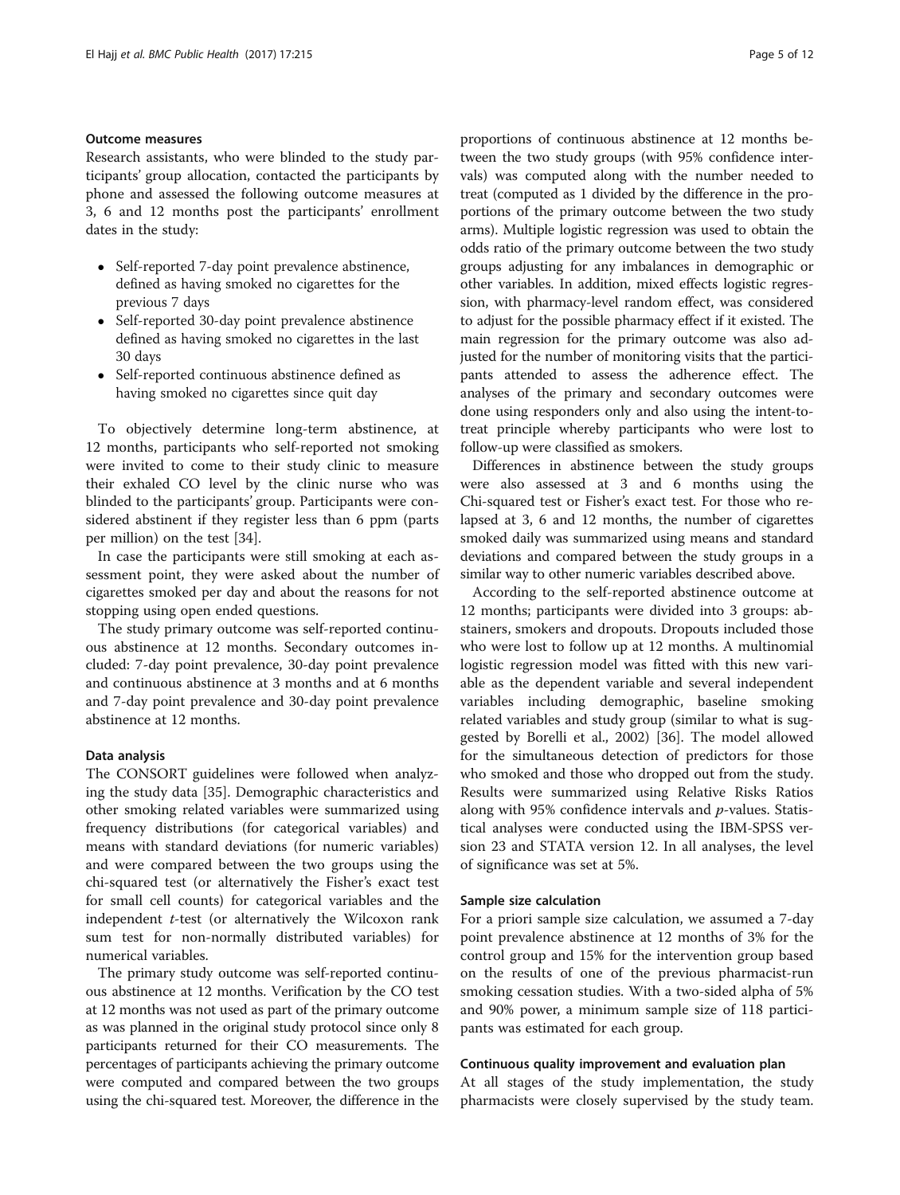#### Outcome measures

Research assistants, who were blinded to the study participants' group allocation, contacted the participants by phone and assessed the following outcome measures at 3, 6 and 12 months post the participants' enrollment dates in the study:

- Self-reported 7-day point prevalence abstinence, defined as having smoked no cigarettes for the previous 7 days
- Self-reported 30-day point prevalence abstinence defined as having smoked no cigarettes in the last 30 days
- Self-reported continuous abstinence defined as having smoked no cigarettes since quit day

To objectively determine long-term abstinence, at 12 months, participants who self-reported not smoking were invited to come to their study clinic to measure their exhaled CO level by the clinic nurse who was blinded to the participants' group. Participants were considered abstinent if they register less than 6 ppm (parts per million) on the test [34].

In case the participants were still smoking at each assessment point, they were asked about the number of cigarettes smoked per day and about the reasons for not stopping using open ended questions.

The study primary outcome was self-reported continuous abstinence at 12 months. Secondary outcomes included: 7-day point prevalence, 30-day point prevalence and continuous abstinence at 3 months and at 6 months and 7-day point prevalence and 30-day point prevalence abstinence at 12 months.

#### Data analysis

The CONSORT guidelines were followed when analyzing the study data [35]. Demographic characteristics and other smoking related variables were summarized using frequency distributions (for categorical variables) and means with standard deviations (for numeric variables) and were compared between the two groups using the chi-squared test (or alternatively the Fisher's exact test for small cell counts) for categorical variables and the independent *t*-test (or alternatively the Wilcoxon rank sum test for non-normally distributed variables) for numerical variables.

The primary study outcome was self-reported continuous abstinence at 12 months. Verification by the CO test at 12 months was not used as part of the primary outcome as was planned in the original study protocol since only 8 participants returned for their CO measurements. The percentages of participants achieving the primary outcome were computed and compared between the two groups using the chi-squared test. Moreover, the difference in the proportions of continuous abstinence at 12 months between the two study groups (with 95% confidence intervals) was computed along with the number needed to treat (computed as 1 divided by the difference in the proportions of the primary outcome between the two study arms). Multiple logistic regression was used to obtain the odds ratio of the primary outcome between the two study groups adjusting for any imbalances in demographic or other variables. In addition, mixed effects logistic regression, with pharmacy-level random effect, was considered to adjust for the possible pharmacy effect if it existed. The main regression for the primary outcome was also adjusted for the number of monitoring visits that the participants attended to assess the adherence effect. The analyses of the primary and secondary outcomes were done using responders only and also using the intent-to-treat principle whereby participants who were lost to follow-up were classified as smokers.

Differences in abstinence between the study groups were also assessed at 3 and 6 months using the Chi-squared test or Fisher's exact test. For those who relapsed at 3, 6 and 12 months, the number of cigarettes smoked daily was summarized using means and standard deviations and compared between the study groups in a similar way to other numeric variables described above.

According to the self-reported abstinence outcome at 12 months; participants were divided into 3 groups: abstainers, smokers and dropouts. Dropouts included those who were lost to follow up at 12 months. A multinomial logistic regression model was fitted with this new variable as the dependent variable and several independent variables including demographic, baseline smoking related variables and study group (similar to what is suggested by Borelli et al., 2002) [36]. The model allowed for the simultaneous detection of predictors for those who smoked and those who dropped out from the study. Results were summarized using Relative Risks Ratios along with 95% confidence intervals and *p*-values. Statistical analyses were conducted using the IBM-SPSS version 23 and STATA version 12. In all analyses, the level of significance was set at 5%.

#### Sample size calculation

For a priori sample size calculation, we assumed a 7-day point prevalence abstinence at 12 months of 3% for the control group and 15% for the intervention group based on the results of one of the previous pharmacist-run smoking cessation studies. With a two-sided alpha of 5% and 90% power, a minimum sample size of 118 participants was estimated for each group.

#### Continuous quality improvement and evaluation plan

At all stages of the study implementation, the study pharmacists were closely supervised by the study team.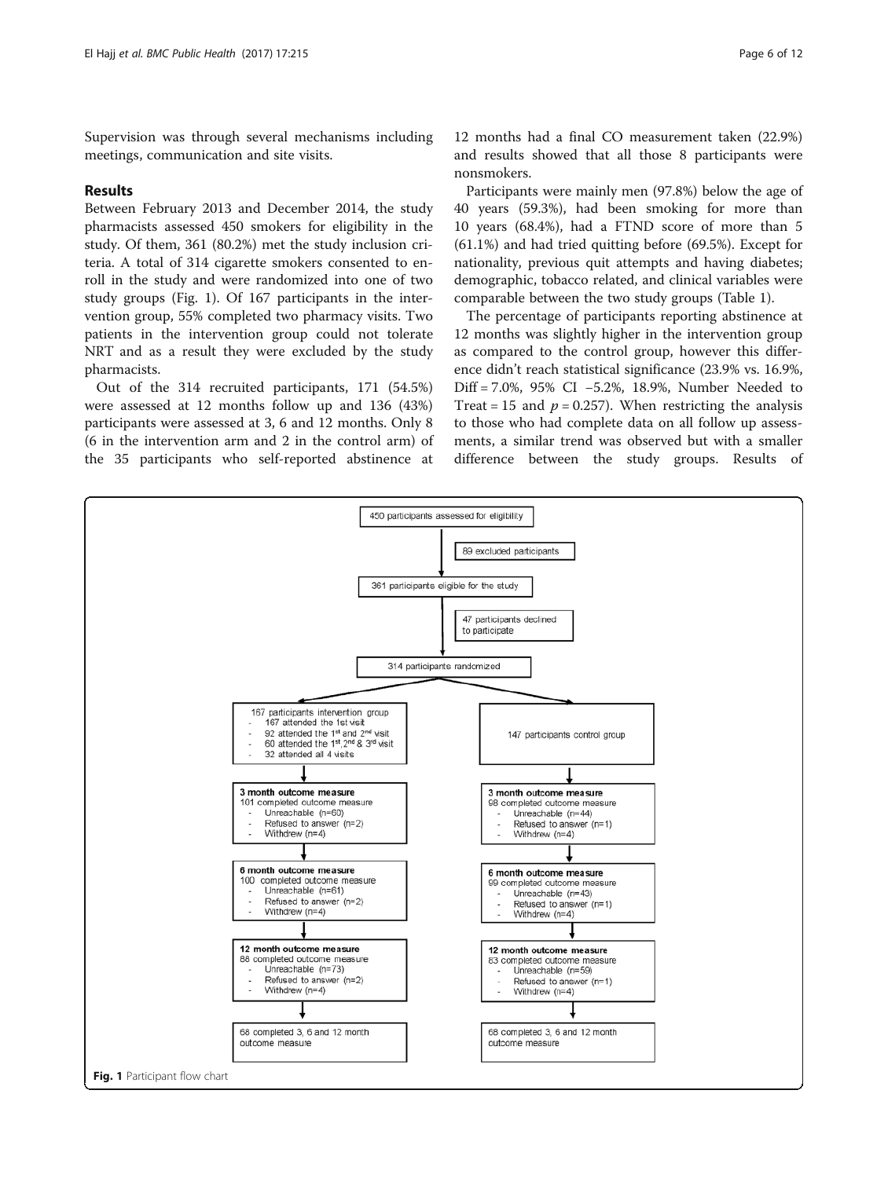Supervision was through several mechanisms including meetings, communication and site visits.

## Results

Between February 2013 and December 2014, the study pharmacists assessed 450 smokers for eligibility in the study. Of them, 361 (80.2%) met the study inclusion criteria. A total of 314 cigarette smokers consented to enroll in the study and were randomized into one of two study groups (Fig. 1). Of 167 participants in the intervention group, 55% completed two pharmacy visits. Two patients in the intervention group could not tolerate NRT and as a result they were excluded by the study pharmacists.

Out of the 314 recruited participants, 171 (54.5%) were assessed at 12 months follow up and 136 (43%) participants were assessed at 3, 6 and 12 months. Only 8 (6 in the intervention arm and 2 in the control arm) of the 35 participants who self-reported abstinence at 12 months had a final CO measurement taken (22.9%) and results showed that all those 8 participants were nonsmokers.

Participants were mainly men (97.8%) below the age of 40 years (59.3%), had been smoking for more than 10 years (68.4%), had a FTND score of more than 5 (61.1%) and had tried quitting before (69.5%). Except for nationality, previous quit attempts and having diabetes; demographic, tobacco related, and clinical variables were comparable between the two study groups (Table 1).

The percentage of participants reporting abstinence at 12 months was slightly higher in the intervention group as compared to the control group, however this difference didn't reach statistical significance (23.9% vs. 16.9%, Diff = 7.0%, 95% CI −5.2%, 18.9%, Number Needed to Treat = 15 and $p = 0.257$). When restricting the analysis to those who had complete data on all follow up assessments, a similar trend was observed but with a smaller difference between the study groups. Results of

450 participants assessed for eligibility → 89 excluded participants

361 participants eligible for the study → 47 participants declined to participate

314 participants randomized

| Intervention group | Control group |
|---|---|
| 167 participants intervention group<br>- 167 attended the 1st visit<br>- 92 attended the 1st and 2nd visit<br>- 60 attended the 1st, 2nd & 3rd visit<br>- 32 attended all 4 visits | 147 participants control group |
| **3 month outcome measure**<br>101 completed outcome measure<br>- Unreachable (n=60)<br>- Refused to answer (n=2)<br>- Withdrew (n=4) | **3 month outcome measure**<br>98 completed outcome measure<br>- Unreachable (n=44)<br>- Refused to answer (n=1)<br>- Withdrew (n=4) |
| **6 month outcome measure**<br>100 completed outcome measure<br>- Unreachable (n=61)<br>- Refused to answer (n=2)<br>- Withdrew (n=4) | **6 month outcome measure**<br>99 completed outcome measure<br>- Unreachable (n=43)<br>- Refused to answer (n=1)<br>- Withdrew (n=4) |
| **12 month outcome measure**<br>88 completed outcome measure<br>- Unreachable (n=73)<br>- Refused to answer (n=2)<br>- Withdrew (n=4) | **12 month outcome measure**<br>83 completed outcome measure<br>- Unreachable (n=59)<br>- Refused to answer (n=1)<br>- Withdrew (n=4) |
| 68 completed 3, 6 and 12 month outcome measure | 68 completed 3, 6 and 12 month outcome measure |

**Fig. 1** Participant flow chart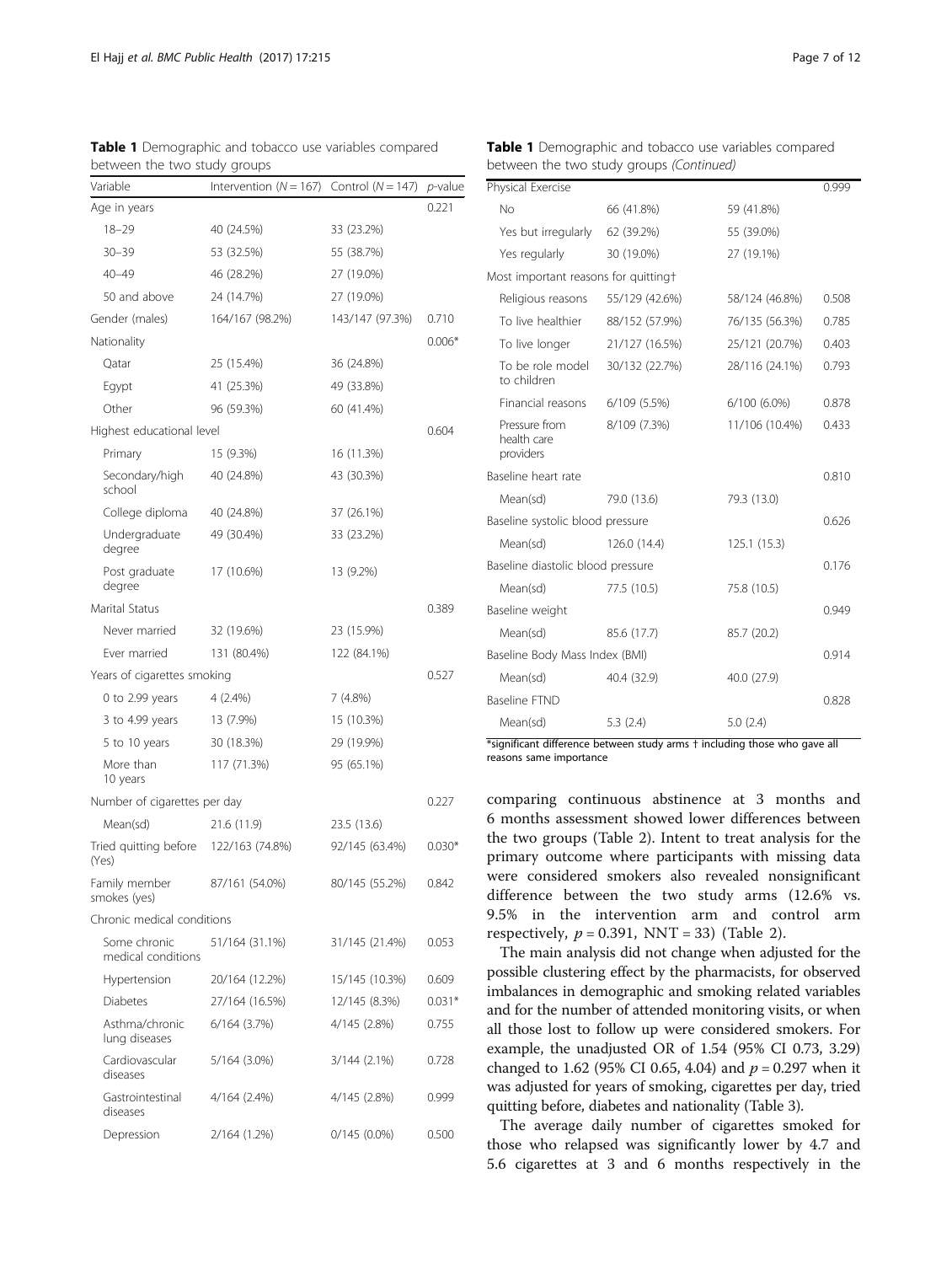**Table 1** Demographic and tobacco use variables compared between the two study groups

| Variable | Intervention ($N = 167$) | Control ($N = 147$) | *p*-value |
|---|---|---|---|
| Age in years | | | 0.221 |
| 18–29 | 40 (24.5%) | 33 (23.2%) | |
| 30–39 | 53 (32.5%) | 55 (38.7%) | |
| 40–49 | 46 (28.2%) | 27 (19.0%) | |
| 50 and above | 24 (14.7%) | 27 (19.0%) | |
| Gender (males) | 164/167 (98.2%) | 143/147 (97.3%) | 0.710 |
| Nationality | | | 0.006* |
| Qatar | 25 (15.4%) | 36 (24.8%) | |
| Egypt | 41 (25.3%) | 49 (33.8%) | |
| Other | 96 (59.3%) | 60 (41.4%) | |
| Highest educational level | | | 0.604 |
| Primary | 15 (9.3%) | 16 (11.3%) | |
| Secondary/high school | 40 (24.8%) | 43 (30.3%) | |
| College diploma | 40 (24.8%) | 37 (26.1%) | |
| Undergraduate degree | 49 (30.4%) | 33 (23.2%) | |
| Post graduate degree | 17 (10.6%) | 13 (9.2%) | |
| Marital Status | | | 0.389 |
| Never married | 32 (19.6%) | 23 (15.9%) | |
| Ever married | 131 (80.4%) | 122 (84.1%) | |
| Years of cigarettes smoking | | | 0.527 |
| 0 to 2.99 years | 4 (2.4%) | 7 (4.8%) | |
| 3 to 4.99 years | 13 (7.9%) | 15 (10.3%) | |
| 5 to 10 years | 30 (18.3%) | 29 (19.9%) | |
| More than 10 years | 117 (71.3%) | 95 (65.1%) | |
| Number of cigarettes per day | | | 0.227 |
| Mean(sd) | 21.6 (11.9) | 23.5 (13.6) | |
| Tried quitting before (Yes) | 122/163 (74.8%) | 92/145 (63.4%) | 0.030* |
| Family member smokes (yes) | 87/161 (54.0%) | 80/145 (55.2%) | 0.842 |
| Chronic medical conditions | | | |
| Some chronic medical conditions | 51/164 (31.1%) | 31/145 (21.4%) | 0.053 |
| Hypertension | 20/164 (12.2%) | 15/145 (10.3%) | 0.609 |
| Diabetes | 27/164 (16.5%) | 12/145 (8.3%) | 0.031* |
| Asthma/chronic lung diseases | 6/164 (3.7%) | 4/145 (2.8%) | 0.755 |
| Cardiovascular diseases | 5/164 (3.0%) | 3/144 (2.1%) | 0.728 |
| Gastrointestinal diseases | 4/164 (2.4%) | 4/145 (2.8%) | 0.999 |
| Depression | 2/164 (1.2%) | 0/145 (0.0%) | 0.500 |
| Physical Exercise | | | 0.999 |
| No | 66 (41.8%) | 59 (41.8%) | |
| Yes but irregularly | 62 (39.2%) | 55 (39.0%) | |
| Yes regularly | 30 (19.0%) | 27 (19.1%) | |
| Most important reasons for quitting† | | | |
| Religious reasons | 55/129 (42.6%) | 58/124 (46.8%) | 0.508 |
| To live healthier | 88/152 (57.9%) | 76/135 (56.3%) | 0.785 |
| To live longer | 21/127 (16.5%) | 25/121 (20.7%) | 0.403 |
| To be role model to children | 30/132 (22.7%) | 28/116 (24.1%) | 0.793 |
| Financial reasons | 6/109 (5.5%) | 6/100 (6.0%) | 0.878 |
| Pressure from health care providers | 8/109 (7.3%) | 11/106 (10.4%) | 0.433 |
| Baseline heart rate | | | 0.810 |
| Mean(sd) | 79.0 (13.6) | 79.3 (13.0) | |
| Baseline systolic blood pressure | | | 0.626 |
| Mean(sd) | 126.0 (14.4) | 125.1 (15.3) | |
| Baseline diastolic blood pressure | | | 0.176 |
| Mean(sd) | 77.5 (10.5) | 75.8 (10.5) | |
| Baseline weight | | | 0.949 |
| Mean(sd) | 85.6 (17.7) | 85.7 (20.2) | |
| Baseline Body Mass Index (BMI) | | | 0.914 |
| Mean(sd) | 40.4 (32.9) | 40.0 (27.9) | |
| Baseline FTND | | | 0.828 |
| Mean(sd) | 5.3 (2.4) | 5.0 (2.4) | |

*significant difference between study arms † including those who gave all reasons same importance

comparing continuous abstinence at 3 months and 6 months assessment showed lower differences between the two groups (Table 2). Intent to treat analysis for the primary outcome where participants with missing data were considered smokers also revealed nonsignificant difference between the two study arms (12.6% vs. 9.5% in the intervention arm and control arm respectively, $p = 0.391$, NNT = 33) (Table 2).

The main analysis did not change when adjusted for the possible clustering effect by the pharmacists, for observed imbalances in demographic and smoking related variables and for the number of attended monitoring visits, or when all those lost to follow up were considered smokers. For example, the unadjusted OR of 1.54 (95% CI 0.73, 3.29) changed to 1.62 (95% CI 0.65, 4.04) and $p = 0.297$ when it was adjusted for years of smoking, cigarettes per day, tried quitting before, diabetes and nationality (Table 3).

The average daily number of cigarettes smoked for those who relapsed was significantly lower by 4.7 and 5.6 cigarettes at 3 and 6 months respectively in the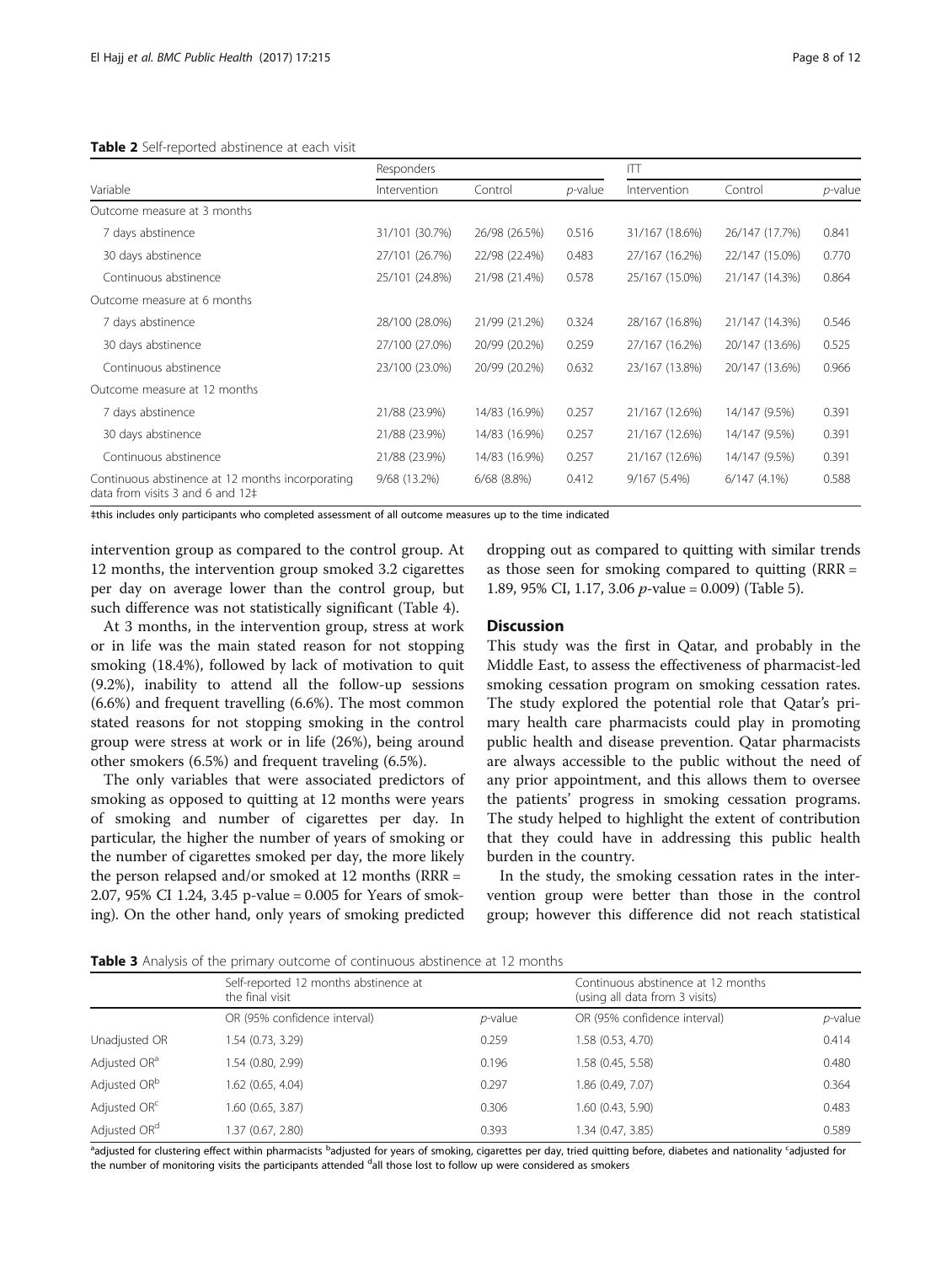**Table 2** Self-reported abstinence at each visit

| Variable | Responders | | | ITT | | |
|---|---|---|---|---|---|---|
| | Intervention | Control | *p*-value | Intervention | Control | *p*-value |
| Outcome measure at 3 months | | | | | | |
| 7 days abstinence | 31/101 (30.7%) | 26/98 (26.5%) | 0.516 | 31/167 (18.6%) | 26/147 (17.7%) | 0.841 |
| 30 days abstinence | 27/101 (26.7%) | 22/98 (22.4%) | 0.483 | 27/167 (16.2%) | 22/147 (15.0%) | 0.770 |
| Continuous abstinence | 25/101 (24.8%) | 21/98 (21.4%) | 0.578 | 25/167 (15.0%) | 21/147 (14.3%) | 0.864 |
| Outcome measure at 6 months | | | | | | |
| 7 days abstinence | 28/100 (28.0%) | 21/99 (21.2%) | 0.324 | 28/167 (16.8%) | 21/147 (14.3%) | 0.546 |
| 30 days abstinence | 27/100 (27.0%) | 20/99 (20.2%) | 0.259 | 27/167 (16.2%) | 20/147 (13.6%) | 0.525 |
| Continuous abstinence | 23/100 (23.0%) | 20/99 (20.2%) | 0.632 | 23/167 (13.8%) | 20/147 (13.6%) | 0.966 |
| Outcome measure at 12 months | | | | | | |
| 7 days abstinence | 21/88 (23.9%) | 14/83 (16.9%) | 0.257 | 21/167 (12.6%) | 14/147 (9.5%) | 0.391 |
| 30 days abstinence | 21/88 (23.9%) | 14/83 (16.9%) | 0.257 | 21/167 (12.6%) | 14/147 (9.5%) | 0.391 |
| Continuous abstinence | 21/88 (23.9%) | 14/83 (16.9%) | 0.257 | 21/167 (12.6%) | 14/147 (9.5%) | 0.391 |
| Continuous abstinence at 12 months incorporating data from visits 3 and 6 and 12‡ | 9/68 (13.2%) | 6/68 (8.8%) | 0.412 | 9/167 (5.4%) | 6/147 (4.1%) | 0.588 |

‡this includes only participants who completed assessment of all outcome measures up to the time indicated

intervention group as compared to the control group. At 12 months, the intervention group smoked 3.2 cigarettes per day on average lower than the control group, but such difference was not statistically significant (Table 4).

At 3 months, in the intervention group, stress at work or in life was the main stated reason for not stopping smoking (18.4%), followed by lack of motivation to quit (9.2%), inability to attend all the follow-up sessions (6.6%) and frequent travelling (6.6%). The most common stated reasons for not stopping smoking in the control group were stress at work or in life (26%), being around other smokers (6.5%) and frequent traveling (6.5%).

The only variables that were associated predictors of smoking as opposed to quitting at 12 months were years of smoking and number of cigarettes per day. In particular, the higher the number of years of smoking or the number of cigarettes smoked per day, the more likely the person relapsed and/or smoked at 12 months (RRR = 2.07, 95% CI 1.24, 3.45 p-value = 0.005 for Years of smoking). On the other hand, only years of smoking predicted dropping out as compared to quitting with similar trends as those seen for smoking compared to quitting (RRR = 1.89, 95% CI, 1.17, 3.06 *p*-value = 0.009) (Table 5).

## Discussion

This study was the first in Qatar, and probably in the Middle East, to assess the effectiveness of pharmacist-led smoking cessation program on smoking cessation rates. The study explored the potential role that Qatar's primary health care pharmacists could play in promoting public health and disease prevention. Qatar pharmacists are always accessible to the public without the need of any prior appointment, and this allows them to oversee the patients' progress in smoking cessation programs. The study helped to highlight the extent of contribution that they could have in addressing this public health burden in the country.

In the study, the smoking cessation rates in the intervention group were better than those in the control group; however this difference did not reach statistical

**Table 3** Analysis of the primary outcome of continuous abstinence at 12 months

| | Self-reported 12 months abstinence at the final visit | | Continuous abstinence at 12 months (using all data from 3 visits) | |
|---|---|---|---|---|
| | OR (95% confidence interval) | *p*-value | OR (95% confidence interval) | *p*-value |
| Unadjusted OR | 1.54 (0.73, 3.29) | 0.259 | 1.58 (0.53, 4.70) | 0.414 |
| Adjusted OR[a] | 1.54 (0.80, 2.99) | 0.196 | 1.58 (0.45, 5.58) | 0.480 |
| Adjusted OR[b] | 1.62 (0.65, 4.04) | 0.297 | 1.86 (0.49, 7.07) | 0.364 |
| Adjusted OR[c] | 1.60 (0.65, 3.87) | 0.306 | 1.60 (0.43, 5.90) | 0.483 |
| Adjusted OR[d] | 1.37 (0.67, 2.80) | 0.393 | 1.34 (0.47, 3.85) | 0.589 |

[a]adjusted for clustering effect within pharmacists [b]adjusted for years of smoking, cigarettes per day, tried quitting before, diabetes and nationality [c]adjusted for the number of monitoring visits the participants attended [d]all those lost to follow up were considered as smokers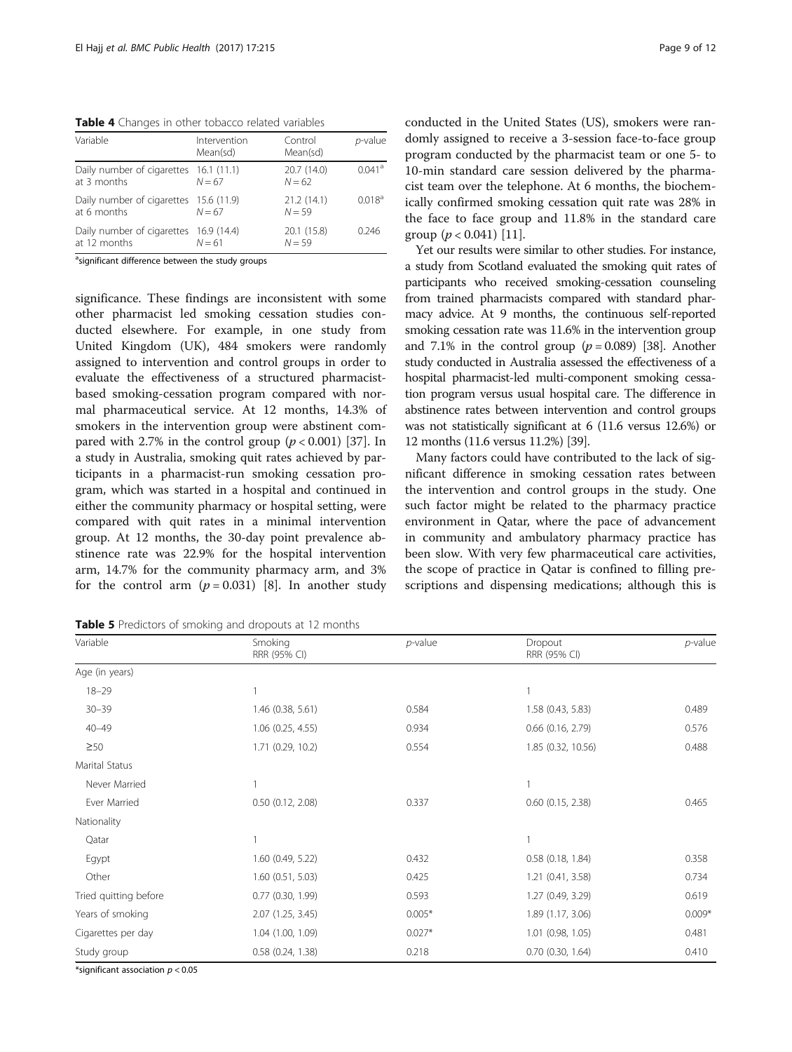**Table 4** Changes in other tobacco related variables

| Variable | Intervention Mean(sd) | Control Mean(sd) | *p*-value |
|---|---|---|---|
| Daily number of cigarettes at 3 months | 16.1 (11.1) $N = 67$ | 20.7 (14.0) $N = 62$ | 0.041[a] |
| Daily number of cigarettes at 6 months | 15.6 (11.9) $N = 67$ | 21.2 (14.1) $N = 59$ | 0.018[a] |
| Daily number of cigarettes at 12 months | 16.9 (14.4) $N = 61$ | 20.1 (15.8) $N = 59$ | 0.246 |

[a]significant difference between the study groups

significance. These findings are inconsistent with some other pharmacist led smoking cessation studies conducted elsewhere. For example, in one study from United Kingdom (UK), 484 smokers were randomly assigned to intervention and control groups in order to evaluate the effectiveness of a structured pharmacist-based smoking-cessation program compared with normal pharmaceutical service. At 12 months, 14.3% of smokers in the intervention group were abstinent compared with 2.7% in the control group ($p < 0.001$) [37]. In a study in Australia, smoking quit rates achieved by participants in a pharmacist-run smoking cessation program, which was started in a hospital and continued in either the community pharmacy or hospital setting, were compared with quit rates in a minimal intervention group. At 12 months, the 30-day point prevalence abstinence rate was 22.9% for the hospital intervention arm, 14.7% for the community pharmacy arm, and 3% for the control arm ($p = 0.031$) [8]. In another study conducted in the United States (US), smokers were randomly assigned to receive a 3-session face-to-face group program conducted by the pharmacist team or one 5- to 10-min standard care session delivered by the pharmacist team over the telephone. At 6 months, the biochemically confirmed smoking cessation quit rate was 28% in the face to face group and 11.8% in the standard care group ($p < 0.041$) [11].

Yet our results were similar to other studies. For instance, a study from Scotland evaluated the smoking quit rates of participants who received smoking-cessation counseling from trained pharmacists compared with standard pharmacy advice. At 9 months, the continuous self-reported smoking cessation rate was 11.6% in the intervention group and 7.1% in the control group ($p = 0.089$) [38]. Another study conducted in Australia assessed the effectiveness of a hospital pharmacist-led multi-component smoking cessation program versus usual hospital care. The difference in abstinence rates between intervention and control groups was not statistically significant at 6 (11.6 versus 12.6%) or 12 months (11.6 versus 11.2%) [39].

Many factors could have contributed to the lack of significant difference in smoking cessation rates between the intervention and control groups in the study. One such factor might be related to the pharmacy practice environment in Qatar, where the pace of advancement in community and ambulatory pharmacy practice has been slow. With very few pharmaceutical care activities, the scope of practice in Qatar is confined to filling prescriptions and dispensing medications; although this is

**Table 5** Predictors of smoking and dropouts at 12 months

| Variable | Smoking RRR (95% CI) | *p*-value | Dropout RRR (95% CI) | *p*-value |
|---|---|---|---|---|
| Age (in years) | | | | |
| 18–29 | 1 | | 1 | |
| 30–39 | 1.46 (0.38, 5.61) | 0.584 | 1.58 (0.43, 5.83) | 0.489 |
| 40–49 | 1.06 (0.25, 4.55) | 0.934 | 0.66 (0.16, 2.79) | 0.576 |
| ≥50 | 1.71 (0.29, 10.2) | 0.554 | 1.85 (0.32, 10.56) | 0.488 |
| Marital Status | | | | |
| Never Married | 1 | | 1 | |
| Ever Married | 0.50 (0.12, 2.08) | 0.337 | 0.60 (0.15, 2.38) | 0.465 |
| Nationality | | | | |
| Qatar | 1 | | 1 | |
| Egypt | 1.60 (0.49, 5.22) | 0.432 | 0.58 (0.18, 1.84) | 0.358 |
| Other | 1.60 (0.51, 5.03) | 0.425 | 1.21 (0.41, 3.58) | 0.734 |
| Tried quitting before | 0.77 (0.30, 1.99) | 0.593 | 1.27 (0.49, 3.29) | 0.619 |
| Years of smoking | 2.07 (1.25, 3.45) | 0.005* | 1.89 (1.17, 3.06) | 0.009* |
| Cigarettes per day | 1.04 (1.00, 1.09) | 0.027* | 1.01 (0.98, 1.05) | 0.481 |
| Study group | 0.58 (0.24, 1.38) | 0.218 | 0.70 (0.30, 1.64) | 0.410 |

*significant association $p < 0.05$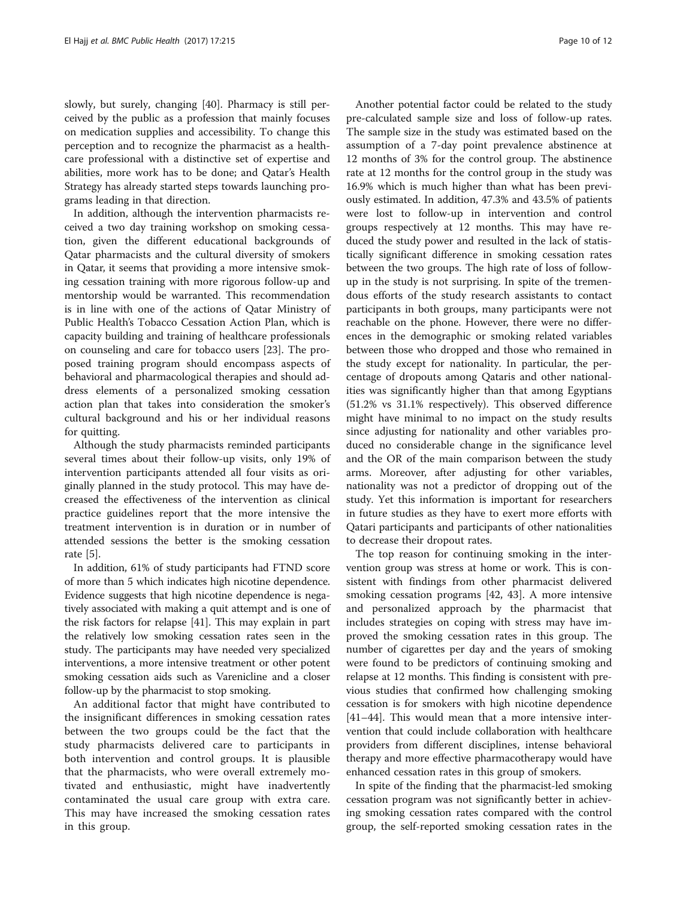slowly, but surely, changing [40]. Pharmacy is still perceived by the public as a profession that mainly focuses on medication supplies and accessibility. To change this perception and to recognize the pharmacist as a healthcare professional with a distinctive set of expertise and abilities, more work has to be done; and Qatar's Health Strategy has already started steps towards launching programs leading in that direction.

In addition, although the intervention pharmacists received a two day training workshop on smoking cessation, given the different educational backgrounds of Qatar pharmacists and the cultural diversity of smokers in Qatar, it seems that providing a more intensive smoking cessation training with more rigorous follow-up and mentorship would be warranted. This recommendation is in line with one of the actions of Qatar Ministry of Public Health's Tobacco Cessation Action Plan, which is capacity building and training of healthcare professionals on counseling and care for tobacco users [23]. The proposed training program should encompass aspects of behavioral and pharmacological therapies and should address elements of a personalized smoking cessation action plan that takes into consideration the smoker's cultural background and his or her individual reasons for quitting.

Although the study pharmacists reminded participants several times about their follow-up visits, only 19% of intervention participants attended all four visits as originally planned in the study protocol. This may have decreased the effectiveness of the intervention as clinical practice guidelines report that the more intensive the treatment intervention is in duration or in number of attended sessions the better is the smoking cessation rate [5].

In addition, 61% of study participants had FTND score of more than 5 which indicates high nicotine dependence. Evidence suggests that high nicotine dependence is negatively associated with making a quit attempt and is one of the risk factors for relapse [41]. This may explain in part the relatively low smoking cessation rates seen in the study. The participants may have needed very specialized interventions, a more intensive treatment or other potent smoking cessation aids such as Varenicline and a closer follow-up by the pharmacist to stop smoking.

An additional factor that might have contributed to the insignificant differences in smoking cessation rates between the two groups could be the fact that the study pharmacists delivered care to participants in both intervention and control groups. It is plausible that the pharmacists, who were overall extremely motivated and enthusiastic, might have inadvertently contaminated the usual care group with extra care. This may have increased the smoking cessation rates in this group.

Another potential factor could be related to the study pre-calculated sample size and loss of follow-up rates. The sample size in the study was estimated based on the assumption of a 7-day point prevalence abstinence at 12 months of 3% for the control group. The abstinence rate at 12 months for the control group in the study was 16.9% which is much higher than what has been previously estimated. In addition, 47.3% and 43.5% of patients were lost to follow-up in intervention and control groups respectively at 12 months. This may have reduced the study power and resulted in the lack of statistically significant difference in smoking cessation rates between the two groups. The high rate of loss of follow-up in the study is not surprising. In spite of the tremendous efforts of the study research assistants to contact participants in both groups, many participants were not reachable on the phone. However, there were no differences in the demographic or smoking related variables between those who dropped and those who remained in the study except for nationality. In particular, the percentage of dropouts among Qataris and other nationalities was significantly higher than that among Egyptians (51.2% vs 31.1% respectively). This observed difference might have minimal to no impact on the study results since adjusting for nationality and other variables produced no considerable change in the significance level and the OR of the main comparison between the study arms. Moreover, after adjusting for other variables, nationality was not a predictor of dropping out of the study. Yet this information is important for researchers in future studies as they have to exert more efforts with Qatari participants and participants of other nationalities to decrease their dropout rates.

The top reason for continuing smoking in the intervention group was stress at home or work. This is consistent with findings from other pharmacist delivered smoking cessation programs [42, 43]. A more intensive and personalized approach by the pharmacist that includes strategies on coping with stress may have improved the smoking cessation rates in this group. The number of cigarettes per day and the years of smoking were found to be predictors of continuing smoking and relapse at 12 months. This finding is consistent with previous studies that confirmed how challenging smoking cessation is for smokers with high nicotine dependence [41–44]. This would mean that a more intensive intervention that could include collaboration with healthcare providers from different disciplines, intense behavioral therapy and more effective pharmacotherapy would have enhanced cessation rates in this group of smokers.

In spite of the finding that the pharmacist-led smoking cessation program was not significantly better in achieving smoking cessation rates compared with the control group, the self-reported smoking cessation rates in the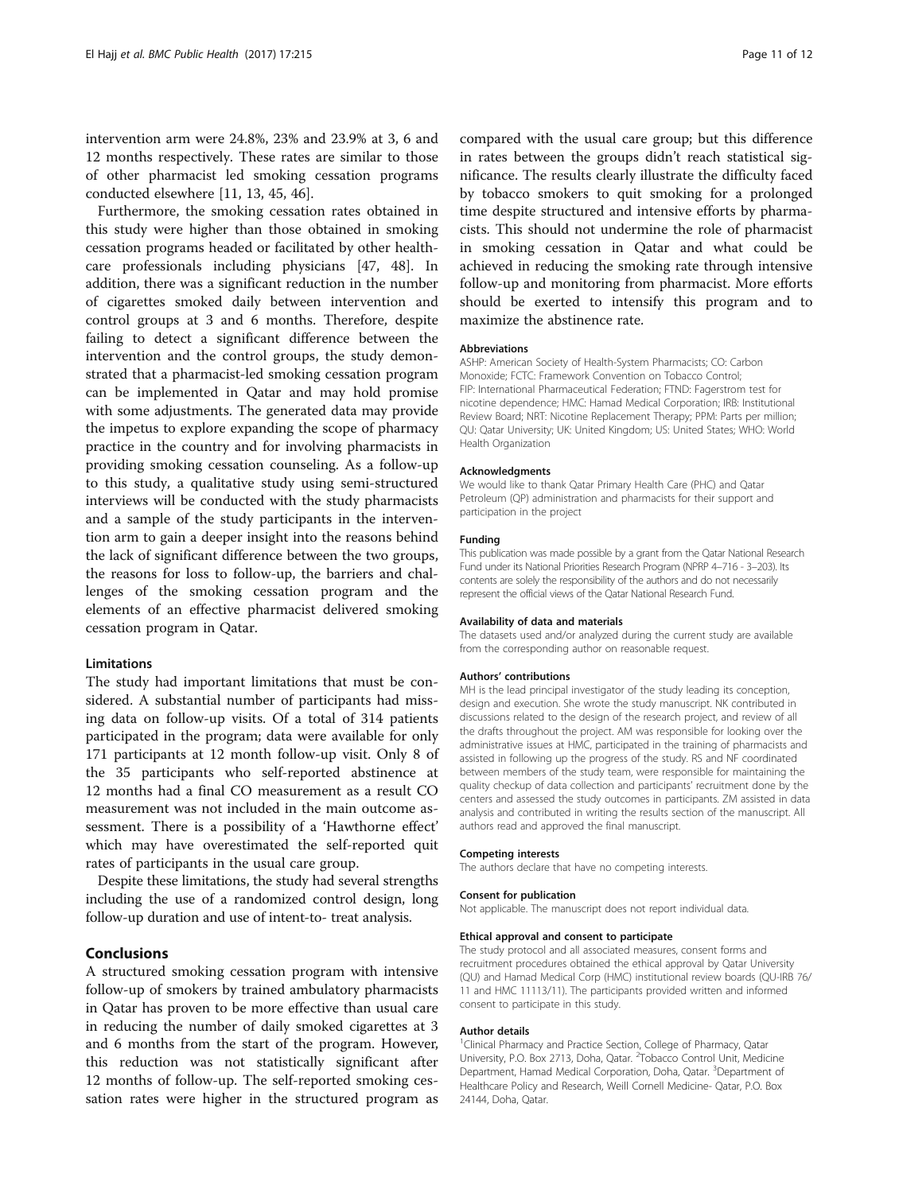intervention arm were 24.8%, 23% and 23.9% at 3, 6 and 12 months respectively. These rates are similar to those of other pharmacist led smoking cessation programs conducted elsewhere [11, 13, 45, 46].

Furthermore, the smoking cessation rates obtained in this study were higher than those obtained in smoking cessation programs headed or facilitated by other healthcare professionals including physicians [47, 48]. In addition, there was a significant reduction in the number of cigarettes smoked daily between intervention and control groups at 3 and 6 months. Therefore, despite failing to detect a significant difference between the intervention and the control groups, the study demonstrated that a pharmacist-led smoking cessation program can be implemented in Qatar and may hold promise with some adjustments. The generated data may provide the impetus to explore expanding the scope of pharmacy practice in the country and for involving pharmacists in providing smoking cessation counseling. As a follow-up to this study, a qualitative study using semi-structured interviews will be conducted with the study pharmacists and a sample of the study participants in the intervention arm to gain a deeper insight into the reasons behind the lack of significant difference between the two groups, the reasons for loss to follow-up, the barriers and challenges of the smoking cessation program and the elements of an effective pharmacist delivered smoking cessation program in Qatar.

### Limitations

The study had important limitations that must be considered. A substantial number of participants had missing data on follow-up visits. Of a total of 314 patients participated in the program; data were available for only 171 participants at 12 month follow-up visit. Only 8 of the 35 participants who self-reported abstinence at 12 months had a final CO measurement as a result CO measurement was not included in the main outcome assessment. There is a possibility of a 'Hawthorne effect' which may have overestimated the self-reported quit rates of participants in the usual care group.

Despite these limitations, the study had several strengths including the use of a randomized control design, long follow-up duration and use of intent-to- treat analysis.

## Conclusions

A structured smoking cessation program with intensive follow-up of smokers by trained ambulatory pharmacists in Qatar has proven to be more effective than usual care in reducing the number of daily smoked cigarettes at 3 and 6 months from the start of the program. However, this reduction was not statistically significant after 12 months of follow-up. The self-reported smoking cessation rates were higher in the structured program as compared with the usual care group; but this difference in rates between the groups didn't reach statistical significance. The results clearly illustrate the difficulty faced by tobacco smokers to quit smoking for a prolonged time despite structured and intensive efforts by pharmacists. This should not undermine the role of pharmacist in smoking cessation in Qatar and what could be achieved in reducing the smoking rate through intensive follow-up and monitoring from pharmacist. More efforts should be exerted to intensify this program and to maximize the abstinence rate.

#### Abbreviations

ASHP: American Society of Health-System Pharmacists; CO: Carbon Monoxide; FCTC: Framework Convention on Tobacco Control; FIP: International Pharmaceutical Federation; FTND: Fagerstrom test for nicotine dependence; HMC: Hamad Medical Corporation; IRB: Institutional Review Board; NRT: Nicotine Replacement Therapy; PPM: Parts per million; QU: Qatar University; UK: United Kingdom; US: United States; WHO: World Health Organization

#### Acknowledgments

We would like to thank Qatar Primary Health Care (PHC) and Qatar Petroleum (QP) administration and pharmacists for their support and participation in the project

#### Funding

This publication was made possible by a grant from the Qatar National Research Fund under its National Priorities Research Program (NPRP 4–716 - 3–203). Its contents are solely the responsibility of the authors and do not necessarily represent the official views of the Qatar National Research Fund.

#### Availability of data and materials

The datasets used and/or analyzed during the current study are available from the corresponding author on reasonable request.

#### Authors' contributions

MH is the lead principal investigator of the study leading its conception, design and execution. She wrote the study manuscript. NK contributed in discussions related to the design of the research project, and review of all the drafts throughout the project. AM was responsible for looking over the administrative issues at HMC, participated in the training of pharmacists and assisted in following up the progress of the study. RS and NF coordinated between members of the study team, were responsible for maintaining the quality checkup of data collection and participants' recruitment done by the centers and assessed the study outcomes in participants. ZM assisted in data analysis and contributed in writing the results section of the manuscript. All authors read and approved the final manuscript.

#### Competing interests

The authors declare that have no competing interests.

#### Consent for publication

Not applicable. The manuscript does not report individual data.

#### Ethical approval and consent to participate

The study protocol and all associated measures, consent forms and recruitment procedures obtained the ethical approval by Qatar University (QU) and Hamad Medical Corp (HMC) institutional review boards (QU-IRB 76/11 and HMC 11113/11). The participants provided written and informed consent to participate in this study.

#### Author details

[1]Clinical Pharmacy and Practice Section, College of Pharmacy, Qatar University, P.O. Box 2713, Doha, Qatar. [2]Tobacco Control Unit, Medicine Department, Hamad Medical Corporation, Doha, Qatar. [3]Department of Healthcare Policy and Research, Weill Cornell Medicine- Qatar, P.O. Box 24144, Doha, Qatar.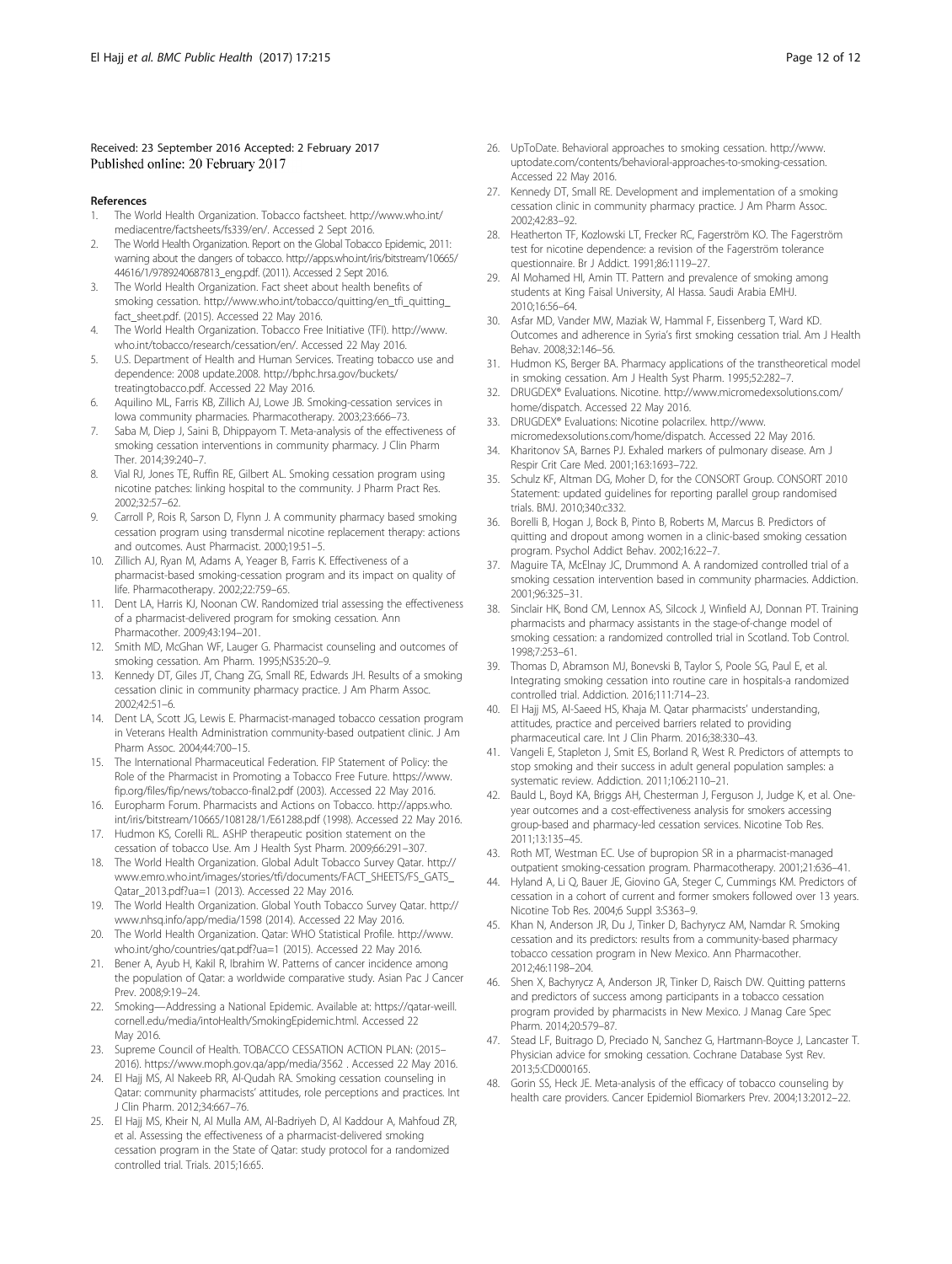Received: 23 September 2016 Accepted: 2 February 2017
Published online: 20 February 2017

## References

1. The World Health Organization. Tobacco factsheet. http://www.who.int/mediacentre/factsheets/fs339/en/. Accessed 2 Sept 2016.
2. The World Health Organization. Report on the Global Tobacco Epidemic, 2011: warning about the dangers of tobacco. http://apps.who.int/iris/bitstream/10665/44616/1/9789240687813_eng.pdf. (2011). Accessed 2 Sept 2016.
3. The World Health Organization. Fact sheet about health benefits of smoking cessation. http://www.who.int/tobacco/quitting/en_tfi_quitting_fact_sheet.pdf. (2015). Accessed 22 May 2016.
4. The World Health Organization. Tobacco Free Initiative (TFI). http://www.who.int/tobacco/research/cessation/en/. Accessed 22 May 2016.
5. U.S. Department of Health and Human Services. Treating tobacco use and dependence: 2008 update.2008. http://bphc.hrsa.gov/buckets/treatingtobacco.pdf. Accessed 22 May 2016.
6. Aquilino ML, Farris KB, Zillich AJ, Lowe JB. Smoking-cessation services in Iowa community pharmacies. Pharmacotherapy. 2003;23:666–73.
7. Saba M, Diep J, Saini B, Dhippayom T. Meta-analysis of the effectiveness of smoking cessation interventions in community pharmacy. J Clin Pharm Ther. 2014;39:240–7.
8. Vial RJ, Jones TE, Ruffin RE, Gilbert AL. Smoking cessation program using nicotine patches: linking hospital to the community. J Pharm Pract Res. 2002;32:57–62.
9. Carroll P, Rois R, Sarson D, Flynn J. A community pharmacy based smoking cessation program using transdermal nicotine replacement therapy: actions and outcomes. Aust Pharmacist. 2000;19:51–5.
10. Zillich AJ, Ryan M, Adams A, Yeager B, Farris K. Effectiveness of a pharmacist-based smoking-cessation program and its impact on quality of life. Pharmacotherapy. 2002;22:759–65.
11. Dent LA, Harris KJ, Noonan CW. Randomized trial assessing the effectiveness of a pharmacist-delivered program for smoking cessation. Ann Pharmacother. 2009;43:194–201.
12. Smith MD, McGhan WF, Lauger G. Pharmacist counseling and outcomes of smoking cessation. Am Pharm. 1995;NS35:20–9.
13. Kennedy DT, Giles JT, Chang ZG, Small RE, Edwards JH. Results of a smoking cessation clinic in community pharmacy practice. J Am Pharm Assoc. 2002;42:51–6.
14. Dent LA, Scott JG, Lewis E. Pharmacist-managed tobacco cessation program in Veterans Health Administration community-based outpatient clinic. J Am Pharm Assoc. 2004;44:700–15.
15. The International Pharmaceutical Federation. FIP Statement of Policy: the Role of the Pharmacist in Promoting a Tobacco Free Future. https://www.fip.org/files/fip/news/tobacco-final2.pdf (2003). Accessed 22 May 2016.
16. Europharm Forum. Pharmacists and Actions on Tobacco. http://apps.who.int/iris/bitstream/10665/108128/1/E61288.pdf (1998). Accessed 22 May 2016.
17. Hudmon KS, Corelli RL. ASHP therapeutic position statement on the cessation of tobacco Use. Am J Health Syst Pharm. 2009;66:291–307.
18. The World Health Organization. Global Adult Tobacco Survey Qatar. http://www.emro.who.int/images/stories/tfi/documents/FACT_SHEETS/FS_GATS_Qatar_2013.pdf?ua=1 (2013). Accessed 22 May 2016.
19. The World Health Organization. Global Youth Tobacco Survey Qatar. http://www.nhsq.info/app/media/1598 (2014). Accessed 22 May 2016.
20. The World Health Organization. Qatar: WHO Statistical Profile. http://www.who.int/gho/countries/qat.pdf?ua=1 (2015). Accessed 22 May 2016.
21. Bener A, Ayub H, Kakil R, Ibrahim W. Patterns of cancer incidence among the population of Qatar: a worldwide comparative study. Asian Pac J Cancer Prev. 2008;9:19–24.
22. Smoking—Addressing a National Epidemic. Available at: https://qatar-weill.cornell.edu/media/intoHealth/SmokingEpidemic.html. Accessed 22 May 2016.
23. Supreme Council of Health. TOBACCO CESSATION ACTION PLAN: (2015–2016). https://www.moph.gov.qa/app/media/3562 . Accessed 22 May 2016.
24. El Hajj MS, Al Nakeeb RR, Al-Qudah RA. Smoking cessation counseling in Qatar: community pharmacists' attitudes, role perceptions and practices. Int J Clin Pharm. 2012;34:667–76.
25. El Hajj MS, Kheir N, Al Mulla AM, Al-Badriyeh D, Al Kaddour A, Mahfoud ZR, et al. Assessing the effectiveness of a pharmacist-delivered smoking cessation program in the State of Qatar: study protocol for a randomized controlled trial. Trials. 2015;16:65.
26. UpToDate. Behavioral approaches to smoking cessation. http://www.uptodate.com/contents/behavioral-approaches-to-smoking-cessation. Accessed 22 May 2016.
27. Kennedy DT, Small RE. Development and implementation of a smoking cessation clinic in community pharmacy practice. J Am Pharm Assoc. 2002;42:83–92.
28. Heatherton TF, Kozlowski LT, Frecker RC, Fagerström KO. The Fagerström test for nicotine dependence: a revision of the Fagerström tolerance questionnaire. Br J Addict. 1991;86:1119–27.
29. Al Mohamed HI, Amin TT. Pattern and prevalence of smoking among students at King Faisal University, Al Hassa. Saudi Arabia EMHJ. 2010;16:56–64.
30. Asfar MD, Vander MW, Maziak W, Hammal F, Eissenberg T, Ward KD. Outcomes and adherence in Syria's first smoking cessation trial. Am J Health Behav. 2008;32:146–56.
31. Hudmon KS, Berger BA. Pharmacy applications of the transtheoretical model in smoking cessation. Am J Health Syst Pharm. 1995;52:282–7.
32. DRUGDEX® Evaluations. Nicotine. http://www.micromedexsolutions.com/home/dispatch. Accessed 22 May 2016.
33. DRUGDEX® Evaluations: Nicotine polacrilex. http://www.micromedexsolutions.com/home/dispatch. Accessed 22 May 2016.
34. Kharitonov SA, Barnes PJ. Exhaled markers of pulmonary disease. Am J Respir Crit Care Med. 2001;163:1693–722.
35. Schulz KF, Altman DG, Moher D, for the CONSORT Group. CONSORT 2010 Statement: updated guidelines for reporting parallel group randomised trials. BMJ. 2010;340:c332.
36. Borelli B, Hogan J, Bock B, Pinto B, Roberts M, Marcus B. Predictors of quitting and dropout among women in a clinic-based smoking cessation program. Psychol Addict Behav. 2002;16:22–7.
37. Maguire TA, McElnay JC, Drummond A. A randomized controlled trial of a smoking cessation intervention based in community pharmacies. Addiction. 2001;96:325–31.
38. Sinclair HK, Bond CM, Lennox AS, Silcock J, Winfield AJ, Donnan PT. Training pharmacists and pharmacy assistants in the stage-of-change model of smoking cessation: a randomized controlled trial in Scotland. Tob Control. 1998;7:253–61.
39. Thomas D, Abramson MJ, Bonevski B, Taylor S, Poole SG, Paul E, et al. Integrating smoking cessation into routine care in hospitals-a randomized controlled trial. Addiction. 2016;111:714–23.
40. El Hajj MS, Al-Saeed HS, Khaja M. Qatar pharmacists' understanding, attitudes, practice and perceived barriers related to providing pharmaceutical care. Int J Clin Pharm. 2016;38:330–43.
41. Vangeli E, Stapleton J, Smit ES, Borland R, West R. Predictors of attempts to stop smoking and their success in adult general population samples: a systematic review. Addiction. 2011;106:2110–21.
42. Bauld L, Boyd KA, Briggs AH, Chesterman J, Ferguson J, Judge K, et al. One-year outcomes and a cost-effectiveness analysis for smokers accessing group-based and pharmacy-led cessation services. Nicotine Tob Res. 2011;13:135–45.
43. Roth MT, Westman EC. Use of bupropion SR in a pharmacist-managed outpatient smoking-cessation program. Pharmacotherapy. 2001;21:636–41.
44. Hyland A, Li Q, Bauer JE, Giovino GA, Steger C, Cummings KM. Predictors of cessation in a cohort of current and former smokers followed over 13 years. Nicotine Tob Res. 2004;6 Suppl 3:S363–9.
45. Khan N, Anderson JR, Du J, Tinker D, Bachyrycz AM, Namdar R. Smoking cessation and its predictors: results from a community-based pharmacy tobacco cessation program in New Mexico. Ann Pharmacother. 2012;46:1198–204.
46. Shen X, Bachyrycz A, Anderson JR, Tinker D, Raisch DW. Quitting patterns and predictors of success among participants in a tobacco cessation program provided by pharmacists in New Mexico. J Manag Care Spec Pharm. 2014;20:579–87.
47. Stead LF, Buitrago D, Preciado N, Sanchez G, Hartmann-Boyce J, Lancaster T. Physician advice for smoking cessation. Cochrane Database Syst Rev. 2013;5:CD000165.
48. Gorin SS, Heck JE. Meta-analysis of the efficacy of tobacco counseling by health care providers. Cancer Epidemiol Biomarkers Prev. 2004;13:2012–22.